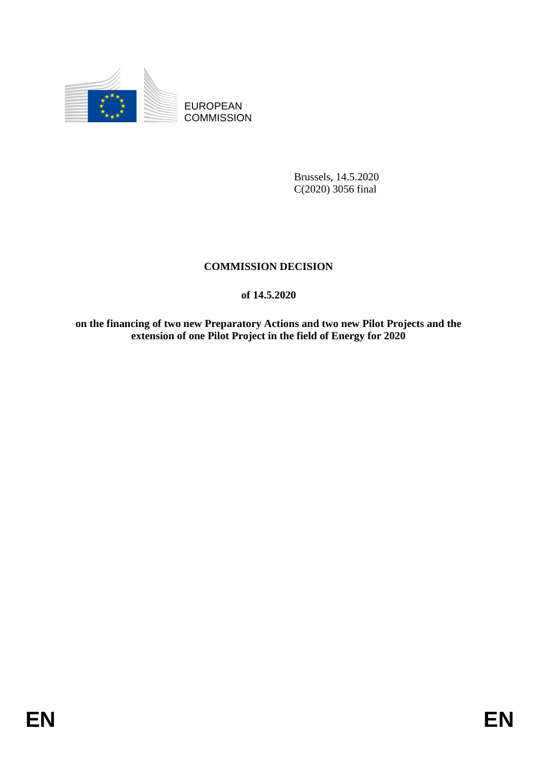EUROPEAN
COMMISSION

Brussels, 14.5.2020
C(2020) 3056 final

# COMMISSION DECISION

**of 14.5.2020**

**on the financing of two new Preparatory Actions and two new Pilot Projects and the extension of one Pilot Project in the field of Energy for 2020**

EN EN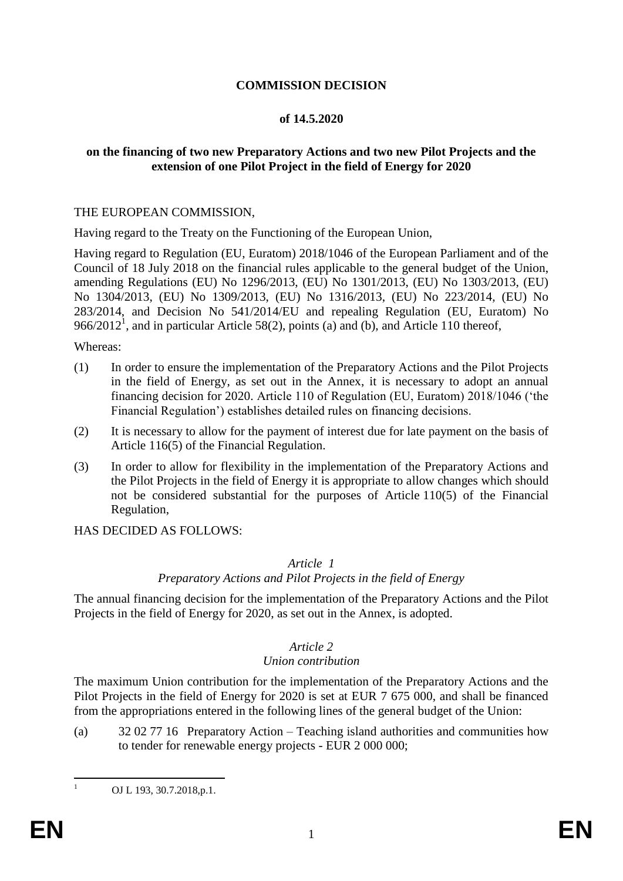**COMMISSION DECISION**

**of 14.5.2020**

**on the financing of two new Preparatory Actions and two new Pilot Projects and the extension of one Pilot Project in the field of Energy for 2020**

THE EUROPEAN COMMISSION,

Having regard to the Treaty on the Functioning of the European Union,

Having regard to Regulation (EU, Euratom) 2018/1046 of the European Parliament and of the Council of 18 July 2018 on the financial rules applicable to the general budget of the Union, amending Regulations (EU) No 1296/2013, (EU) No 1301/2013, (EU) No 1303/2013, (EU) No 1304/2013, (EU) No 1309/2013, (EU) No 1316/2013, (EU) No 223/2014, (EU) No 283/2014, and Decision No 541/2014/EU and repealing Regulation (EU, Euratom) No 966/2012[1], and in particular Article 58(2), points (a) and (b), and Article 110 thereof,

Whereas:

(1) In order to ensure the implementation of the Preparatory Actions and the Pilot Projects in the field of Energy, as set out in the Annex, it is necessary to adopt an annual financing decision for 2020. Article 110 of Regulation (EU, Euratom) 2018/1046 ('the Financial Regulation') establishes detailed rules on financing decisions.

(2) It is necessary to allow for the payment of interest due for late payment on the basis of Article 116(5) of the Financial Regulation.

(3) In order to allow for flexibility in the implementation of the Preparatory Actions and the Pilot Projects in the field of Energy it is appropriate to allow changes which should not be considered substantial for the purposes of Article 110(5) of the Financial Regulation,

HAS DECIDED AS FOLLOWS:

*Article 1*

*Preparatory Actions and Pilot Projects in the field of Energy*

The annual financing decision for the implementation of the Preparatory Actions and the Pilot Projects in the field of Energy for 2020, as set out in the Annex, is adopted.

*Article 2*

*Union contribution*

The maximum Union contribution for the implementation of the Preparatory Actions and the Pilot Projects in the field of Energy for 2020 is set at EUR 7 675 000, and shall be financed from the appropriations entered in the following lines of the general budget of the Union:

(a) 32 02 77 16 Preparatory Action – Teaching island authorities and communities how to tender for renewable energy projects - EUR 2 000 000;

[1] OJ L 193, 30.7.2018,p.1.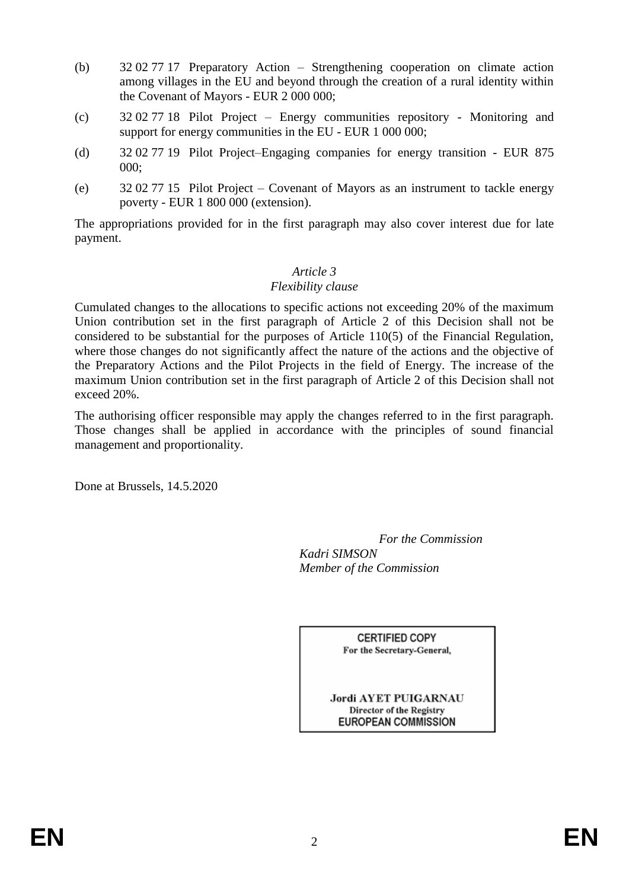(b) 32 02 77 17 Preparatory Action – Strengthening cooperation on climate action among villages in the EU and beyond through the creation of a rural identity within the Covenant of Mayors - EUR 2 000 000;

(c) 32 02 77 18 Pilot Project – Energy communities repository - Monitoring and support for energy communities in the EU - EUR 1 000 000;

(d) 32 02 77 19 Pilot Project–Engaging companies for energy transition - EUR 875 000;

(e) 32 02 77 15 Pilot Project – Covenant of Mayors as an instrument to tackle energy poverty - EUR 1 800 000 (extension).

The appropriations provided for in the first paragraph may also cover interest due for late payment.

*Article 3*

*Flexibility clause*

Cumulated changes to the allocations to specific actions not exceeding 20% of the maximum Union contribution set in the first paragraph of Article 2 of this Decision shall not be considered to be substantial for the purposes of Article 110(5) of the Financial Regulation, where those changes do not significantly affect the nature of the actions and the objective of the Preparatory Actions and the Pilot Projects in the field of Energy. The increase of the maximum Union contribution set in the first paragraph of Article 2 of this Decision shall not exceed 20%.

The authorising officer responsible may apply the changes referred to in the first paragraph. Those changes shall be applied in accordance with the principles of sound financial management and proportionality.

Done at Brussels, 14.5.2020

*For the Commission*
*Kadri SIMSON*
*Member of the Commission*

**CERTIFIED COPY**
**For the Secretary-General,**

**Jordi AYET PUIGARNAU**
**Director of the Registry**
**EUROPEAN COMMISSION**